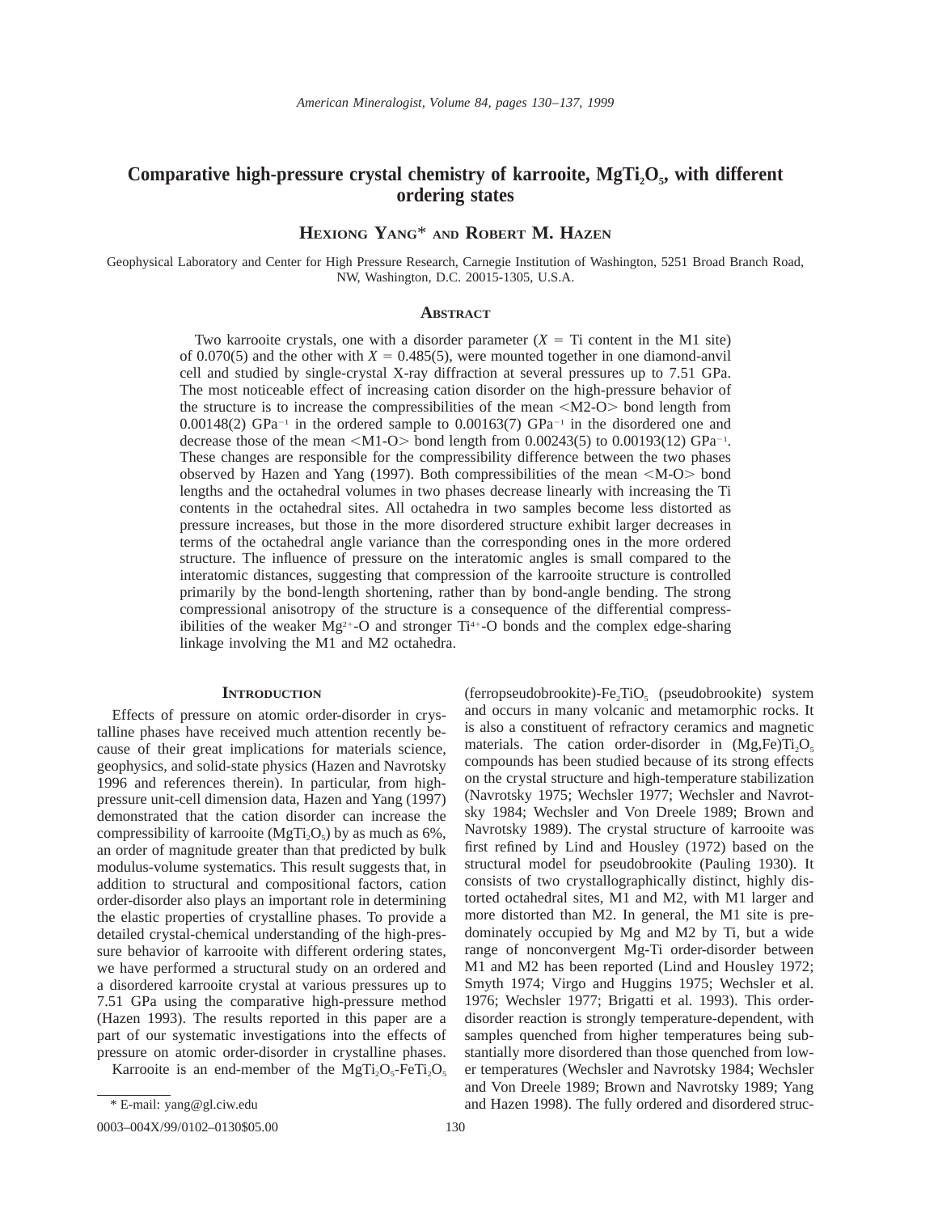# Comparative high-pressure crystal chemistry of karrooite, $MgTi_2O_5$, with different ordering states

**Hexiong Yang* and Robert M. Hazen**

Geophysical Laboratory and Center for High Pressure Research, Carnegie Institution of Washington, 5251 Broad Branch Road, NW, Washington, D.C. 20015-1305, U.S.A.

## Abstract

Two karrooite crystals, one with a disorder parameter ($X$ = Ti content in the M1 site) of 0.070(5) and the other with $X$ = 0.485(5), were mounted together in one diamond-anvil cell and studied by single-crystal X-ray diffraction at several pressures up to 7.51 GPa. The most noticeable effect of increasing cation disorder on the high-pressure behavior of the structure is to increase the compressibilities of the mean <M2-O> bond length from 0.00148(2) $GPa^{-1}$ in the ordered sample to 0.00163(7) $GPa^{-1}$ in the disordered one and decrease those of the mean <M1-O> bond length from 0.00243(5) to 0.00193(12) $GPa^{-1}$. These changes are responsible for the compressibility difference between the two phases observed by Hazen and Yang (1997). Both compressibilities of the mean <M-O> bond lengths and the octahedral volumes in two phases decrease linearly with increasing the Ti contents in the octahedral sites. All octahedra in two samples become less distorted as pressure increases, but those in the more disordered structure exhibit larger decreases in terms of the octahedral angle variance than the corresponding ones in the more ordered structure. The influence of pressure on the interatomic angles is small compared to the interatomic distances, suggesting that compression of the karrooite structure is controlled primarily by the bond-length shortening, rather than by bond-angle bending. The strong compressional anisotropy of the structure is a consequence of the differential compressibilities of the weaker $Mg^{2+}$-O and stronger $Ti^{4+}$-O bonds and the complex edge-sharing linkage involving the M1 and M2 octahedra.

## Introduction

Effects of pressure on atomic order-disorder in crystalline phases have received much attention recently because of their great implications for materials science, geophysics, and solid-state physics (Hazen and Navrotsky 1996 and references therein). In particular, from high-pressure unit-cell dimension data, Hazen and Yang (1997) demonstrated that the cation disorder can increase the compressibility of karrooite ($MgTi_2O_5$) by as much as 6%, an order of magnitude greater than that predicted by bulk modulus-volume systematics. This result suggests that, in addition to structural and compositional factors, cation order-disorder also plays an important role in determining the elastic properties of crystalline phases. To provide a detailed crystal-chemical understanding of the high-pressure behavior of karrooite with different ordering states, we have performed a structural study on an ordered and a disordered karrooite crystal at various pressures up to 7.51 GPa using the comparative high-pressure method (Hazen 1993). The results reported in this paper are a part of our systematic investigations into the effects of pressure on atomic order-disorder in crystalline phases.

Karrooite is an end-member of the $MgTi_2O_5$-$FeTi_2O_5$ (ferropseudobrookite)-$Fe_2TiO_5$ (pseudobrookite) system and occurs in many volcanic and metamorphic rocks. It is also a constituent of refractory ceramics and magnetic materials. The cation order-disorder in $(Mg,Fe)Ti_2O_5$ compounds has been studied because of its strong effects on the crystal structure and high-temperature stabilization (Navrotsky 1975; Wechsler 1977; Wechsler and Navrotsky 1984; Wechsler and Von Dreele 1989; Brown and Navrotsky 1989). The crystal structure of karrooite was first refined by Lind and Housley (1972) based on the structural model for pseudobrookite (Pauling 1930). It consists of two crystallographically distinct, highly distorted octahedral sites, M1 and M2, with M1 larger and more distorted than M2. In general, the M1 site is predominately occupied by Mg and M2 by Ti, but a wide range of nonconvergent Mg-Ti order-disorder between M1 and M2 has been reported (Lind and Housley 1972; Smyth 1974; Virgo and Huggins 1975; Wechsler et al. 1976; Wechsler 1977; Brigatti et al. 1993). This order-disorder reaction is strongly temperature-dependent, with samples quenched from higher temperatures being substantially more disordered than those quenched from lower temperatures (Wechsler and Navrotsky 1984; Wechsler and Von Dreele 1989; Brown and Navrotsky 1989; Yang and Hazen 1998). The fully ordered and disordered struc-

* E-mail: yang@gl.ciw.edu

0003–004X/99/0102–0130$05.00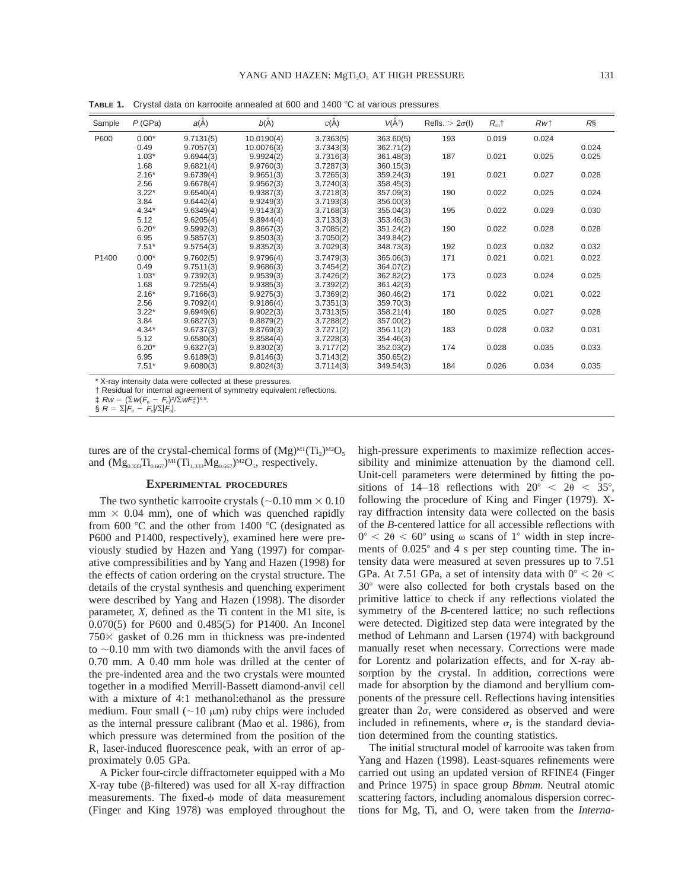**TABLE 1.** Crystal data on karrooite annealed at 600 and 1400 °C at various pressures

| Sample | $P$ (GPa) | $a$(Å) | $b$(Å) | $c$(Å) | $V$(Å$^3$) | Refls. > 2σ(I) | $R_{int}$† | $Rw$† | $R$§ |
|---|---|---|---|---|---|---|---|---|---|
| P600 | 0.00* | 9.7131(5) | 10.0190(4) | 3.7363(5) | 363.60(5) | 193 | 0.019 | 0.024 | |
| | 0.49 | 9.7057(3) | 10.0076(3) | 3.7343(3) | 362.71(2) | | | | 0.024 |
| | 1.03* | 9.6944(3) | 9.9924(2) | 3.7316(3) | 361.48(3) | 187 | 0.021 | 0.025 | 0.025 |
| | 1.68 | 9.6821(4) | 9.9760(3) | 3.7287(3) | 360.15(3) | | | | |
| | 2.16* | 9.6739(4) | 9.9651(3) | 3.7265(3) | 359.24(3) | 191 | 0.021 | 0.027 | 0.028 |
| | 2.56 | 9.6678(4) | 9.9562(3) | 3.7240(3) | 358.45(3) | | | | |
| | 3.22* | 9.6540(4) | 9.9387(3) | 3.7218(3) | 357.09(3) | 190 | 0.022 | 0.025 | 0.024 |
| | 3.84 | 9.6442(4) | 9.9249(3) | 3.7193(3) | 356.00(3) | | | | |
| | 4.34* | 9.6349(4) | 9.9143(3) | 3.7168(3) | 355.04(3) | 195 | 0.022 | 0.029 | 0.030 |
| | 5.12 | 9.6205(4) | 9.8944(4) | 3.7133(3) | 353.46(3) | | | | |
| | 6.20* | 9.5992(3) | 9.8667(3) | 3.7085(2) | 351.24(2) | 190 | 0.022 | 0.028 | 0.028 |
| | 6.95 | 9.5857(3) | 9.8503(3) | 3.7050(2) | 349.84(2) | | | | |
| | 7.51* | 9.5754(3) | 9.8352(3) | 3.7029(3) | 348.73(3) | 192 | 0.023 | 0.032 | 0.032 |
| P1400 | 0.00* | 9.7602(5) | 9.9796(4) | 3.7479(3) | 365.06(3) | 171 | 0.021 | 0.021 | 0.022 |
| | 0.49 | 9.7511(3) | 9.9686(3) | 3.7454(2) | 364.07(2) | | | | |
| | 1.03* | 9.7392(3) | 9.9539(3) | 3.7426(2) | 362.82(2) | 173 | 0.023 | 0.024 | 0.025 |
| | 1.68 | 9.7255(4) | 9.9385(3) | 3.7392(2) | 361.42(3) | | | | |
| | 2.16* | 9.7166(3) | 9.9275(3) | 3.7369(2) | 360.46(2) | 171 | 0.022 | 0.021 | 0.022 |
| | 2.56 | 9.7092(4) | 9.9186(4) | 3.7351(3) | 359.70(3) | | | | |
| | 3.22* | 9.6949(6) | 9.9022(3) | 3.7313(5) | 358.21(4) | 180 | 0.025 | 0.027 | 0.028 |
| | 3.84 | 9.6827(3) | 9.8879(2) | 3.7288(2) | 357.00(2) | | | | |
| | 4.34* | 9.6737(3) | 9.8769(3) | 3.7271(2) | 356.11(2) | 183 | 0.028 | 0.032 | 0.031 |
| | 5.12 | 9.6580(3) | 9.8584(4) | 3.7228(3) | 354.46(3) | | | | |
| | 6.20* | 9.6327(3) | 9.8302(3) | 3.7177(2) | 352.03(2) | 174 | 0.028 | 0.035 | 0.033 |
| | 6.95 | 9.6189(3) | 9.8146(3) | 3.7143(2) | 350.65(2) | | | | |
| | 7.51* | 9.6080(3) | 9.8024(3) | 3.7114(3) | 349.54(3) | 184 | 0.026 | 0.034 | 0.035 |

\* X-ray intensity data were collected at these pressures.
† Residual for internal agreement of symmetry equivalent reflections.
‡ $Rw = (\Sigma w(F_o - F_c)^2/\Sigma wF_o^2)^{0.5}$.
§ $R = \Sigma|F_o - F_c|/\Sigma|F_o|$.

tures are of the crystal-chemical forms of $(Mg)^{M1}(Ti_2)^{M2}O_5$ and $(Mg_{0.333}Ti_{0.667})^{M1}(Ti_{1.333}Mg_{0.667})^{M2}O_5$, respectively.

## EXPERIMENTAL PROCEDURES

The two synthetic karrooite crystals (~0.10 mm × 0.10 mm × 0.04 mm), one of which was quenched rapidly from 600 °C and the other from 1400 °C (designated as P600 and P1400, respectively), examined here were previously studied by Hazen and Yang (1997) for comparative compressibilities and by Yang and Hazen (1998) for the effects of cation ordering on the crystal structure. The details of the crystal synthesis and quenching experiment were described by Yang and Hazen (1998). The disorder parameter, $X$, defined as the Ti content in the M1 site, is 0.070(5) for P600 and 0.485(5) for P1400. An Inconel 750× gasket of 0.26 mm in thickness was pre-indented to ~0.10 mm with two diamonds with the anvil faces of 0.70 mm. A 0.40 mm hole was drilled at the center of the pre-indented area and the two crystals were mounted together in a modified Merrill-Bassett diamond-anvil cell with a mixture of 4:1 methanol:ethanol as the pressure medium. Four small (~10 μm) ruby chips were included as the internal pressure calibrant (Mao et al. 1986), from which pressure was determined from the position of the $R_1$ laser-induced fluorescence peak, with an error of approximately 0.05 GPa.

A Picker four-circle diffractometer equipped with a Mo X-ray tube (β-filtered) was used for all X-ray diffraction measurements. The fixed-φ mode of data measurement (Finger and King 1978) was employed throughout the high-pressure experiments to maximize reflection accessibility and minimize attenuation by the diamond cell. Unit-cell parameters were determined by fitting the positions of 14–18 reflections with 20° < 2θ < 35°, following the procedure of King and Finger (1979). X-ray diffraction intensity data were collected on the basis of the $B$-centered lattice for all accessible reflections with 0° < 2θ < 60° using ω scans of 1° width in step increments of 0.025° and 4 s per step counting time. The intensity data were measured at seven pressures up to 7.51 GPa. At 7.51 GPa, a set of intensity data with 0° < 2θ < 30° were also collected for both crystals based on the primitive lattice to check if any reflections violated the symmetry of the $B$-centered lattice; no such reflections were detected. Digitized step data were integrated by the method of Lehmann and Larsen (1974) with background manually reset when necessary. Corrections were made for Lorentz and polarization effects, and for X-ray absorption by the crystal. In addition, corrections were made for absorption by the diamond and beryllium components of the pressure cell. Reflections having intensities greater than $2\sigma_I$ were considered as observed and were included in refinements, where $\sigma_I$ is the standard deviation determined from the counting statistics.

The initial structural model of karrooite was taken from Yang and Hazen (1998). Least-squares refinements were carried out using an updated version of RFINE4 (Finger and Prince 1975) in space group $Bbmm$. Neutral atomic scattering factors, including anomalous dispersion corrections for Mg, Ti, and O, were taken from the *Interna-*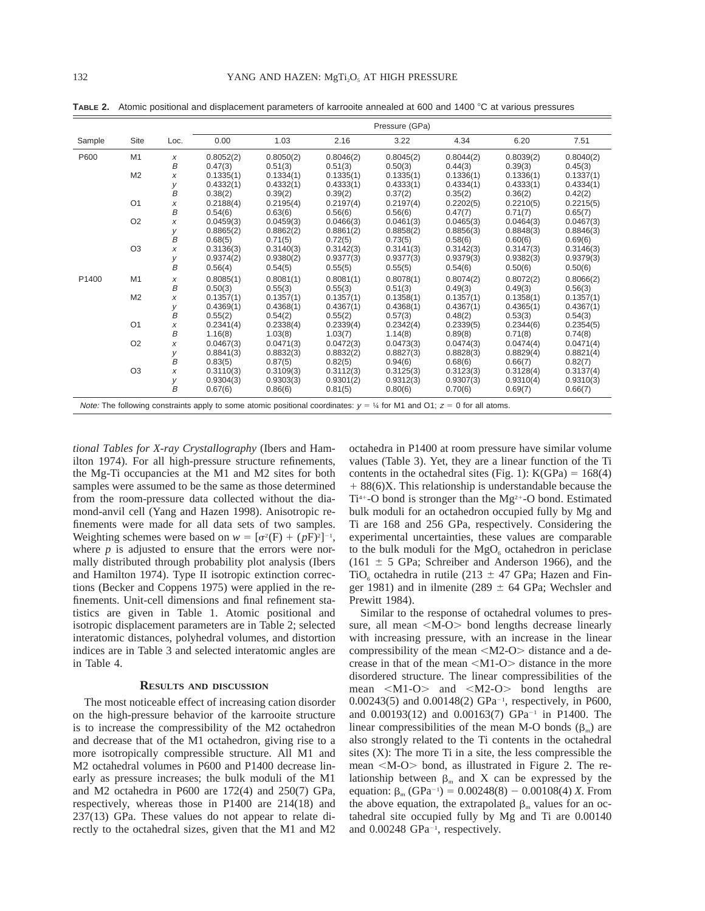**TABLE 2.** Atomic positional and displacement parameters of karrooite annealed at 600 and 1400 °C at various pressures

| Sample | Site | Loc. | Pressure (GPa) | | | | | | |
|---|---|---|---|---|---|---|---|---|---|
| | | | 0.00 | 1.03 | 2.16 | 3.22 | 4.34 | 6.20 | 7.51 |
| P600 | M1 | *x* | 0.8052(2) | 0.8050(2) | 0.8046(2) | 0.8045(2) | 0.8044(2) | 0.8039(2) | 0.8040(2) |
| | | *B* | 0.47(3) | 0.51(3) | 0.51(3) | 0.50(3) | 0.44(3) | 0.39(3) | 0.45(3) |
| | M2 | *x* | 0.1335(1) | 0.1334(1) | 0.1335(1) | 0.1335(1) | 0.1336(1) | 0.1336(1) | 0.1337(1) |
| | | *y* | 0.4332(1) | 0.4332(1) | 0.4333(1) | 0.4333(1) | 0.4334(1) | 0.4333(1) | 0.4334(1) |
| | | *B* | 0.38(2) | 0.39(2) | 0.39(2) | 0.37(2) | 0.35(2) | 0.36(2) | 0.42(2) |
| | O1 | *x* | 0.2188(4) | 0.2195(4) | 0.2197(4) | 0.2197(4) | 0.2202(5) | 0.2210(5) | 0.2215(5) |
| | | *B* | 0.54(6) | 0.63(6) | 0.56(6) | 0.56(6) | 0.47(7) | 0.71(7) | 0.65(7) |
| | O2 | *x* | 0.0459(3) | 0.0459(3) | 0.0466(3) | 0.0461(3) | 0.0465(3) | 0.0464(3) | 0.0467(3) |
| | | *y* | 0.8865(2) | 0.8862(2) | 0.8861(2) | 0.8858(2) | 0.8856(3) | 0.8848(3) | 0.8846(3) |
| | | *B* | 0.68(5) | 0.71(5) | 0.72(5) | 0.73(5) | 0.58(6) | 0.60(6) | 0.69(6) |
| | O3 | *x* | 0.3136(3) | 0.3140(3) | 0.3142(3) | 0.3141(3) | 0.3142(3) | 0.3147(3) | 0.3146(3) |
| | | *y* | 0.9374(2) | 0.9380(2) | 0.9377(3) | 0.9377(3) | 0.9379(3) | 0.9382(3) | 0.9379(3) |
| | | *B* | 0.56(4) | 0.54(5) | 0.55(5) | 0.55(5) | 0.54(6) | 0.50(6) | 0.50(6) |
| P1400 | M1 | *x* | 0.8085(1) | 0.8081(1) | 0.8081(1) | 0.8078(1) | 0.8074(2) | 0.8072(2) | 0.8066(2) |
| | | *B* | 0.50(3) | 0.55(3) | 0.55(3) | 0.51(3) | 0.49(3) | 0.49(3) | 0.56(3) |
| | M2 | *x* | 0.1357(1) | 0.1357(1) | 0.1357(1) | 0.1358(1) | 0.1357(1) | 0.1358(1) | 0.1357(1) |
| | | *y* | 0.4369(1) | 0.4368(1) | 0.4367(1) | 0.4368(1) | 0.4367(1) | 0.4365(1) | 0.4367(1) |
| | | *B* | 0.55(2) | 0.54(2) | 0.55(2) | 0.57(3) | 0.48(2) | 0.53(3) | 0.54(3) |
| | O1 | *x* | 0.2341(4) | 0.2338(4) | 0.2339(4) | 0.2342(4) | 0.2339(5) | 0.2344(6) | 0.2354(5) |
| | | *B* | 1.16(8) | 1.03(8) | 1.03(7) | 1.14(8) | 0.89(8) | 0.71(8) | 0.74(8) |
| | O2 | *x* | 0.0467(3) | 0.0471(3) | 0.0472(3) | 0.0473(3) | 0.0474(3) | 0.0474(4) | 0.0471(4) |
| | | *y* | 0.8841(3) | 0.8832(3) | 0.8832(2) | 0.8827(3) | 0.8828(3) | 0.8829(4) | 0.8821(4) |
| | | *B* | 0.83(5) | 0.87(5) | 0.82(5) | 0.94(6) | 0.68(6) | 0.66(7) | 0.82(7) |
| | O3 | *x* | 0.3110(3) | 0.3109(3) | 0.3112(3) | 0.3125(3) | 0.3123(3) | 0.3128(4) | 0.3137(4) |
| | | *y* | 0.9304(3) | 0.9303(3) | 0.9301(2) | 0.9312(3) | 0.9307(3) | 0.9310(4) | 0.9310(3) |
| | | *B* | 0.67(6) | 0.86(6) | 0.81(5) | 0.80(6) | 0.70(6) | 0.69(7) | 0.66(7) |

*Note:* The following constraints apply to some atomic positional coordinates: $y = ¼$ for M1 and O1; $z = 0$ for all atoms.

*tional Tables for X-ray Crystallography* (Ibers and Hamilton 1974). For all high-pressure structure refinements, the Mg-Ti occupancies at the M1 and M2 sites for both samples were assumed to be the same as those determined from the room-pressure data collected without the diamond-anvil cell (Yang and Hazen 1998). Anisotropic refinements were made for all data sets of two samples. Weighting schemes were based on $w = [\sigma^2(F) + (pF)^2]^{-1}$, where $p$ is adjusted to ensure that the errors were normally distributed through probability plot analysis (Ibers and Hamilton 1974). Type II isotropic extinction corrections (Becker and Coppens 1975) were applied in the refinements. Unit-cell dimensions and final refinement statistics are given in Table 1. Atomic positional and isotropic displacement parameters are in Table 2; selected interatomic distances, polyhedral volumes, and distortion indices are in Table 3 and selected interatomic angles are in Table 4.

## RESULTS AND DISCUSSION

The most noticeable effect of increasing cation disorder on the high-pressure behavior of the karrooite structure is to increase the compressibility of the M2 octahedron and decrease that of the M1 octahedron, giving rise to a more isotropically compressible structure. All M1 and M2 octahedral volumes in P600 and P1400 decrease linearly as pressure increases; the bulk moduli of the M1 and M2 octahedra in P600 are 172(4) and 250(7) GPa, respectively, whereas those in P1400 are 214(18) and 237(13) GPa. These values do not appear to relate directly to the octahedral sizes, given that the M1 and M2 octahedra in P1400 at room pressure have similar volume values (Table 3). Yet, they are a linear function of the Ti contents in the octahedral sites (Fig. 1): K(GPa) = 168(4) + 88(6)X. This relationship is understandable because the $Ti^{4+}$-O bond is stronger than the $Mg^{2+}$-O bond. Estimated bulk moduli for an octahedron occupied fully by Mg and Ti are 168 and 256 GPa, respectively. Considering the experimental uncertainties, these values are comparable to the bulk moduli for the $MgO_6$ octahedron in periclase (161 ± 5 GPa; Schreiber and Anderson 1966), and the $TiO_6$ octahedra in rutile (213 ± 47 GPa; Hazen and Finger 1981) and in ilmenite (289 ± 64 GPa; Wechsler and Prewitt 1984).

Similar to the response of octahedral volumes to pressure, all mean <M-O> bond lengths decrease linearly with increasing pressure, with an increase in the linear compressibility of the mean <M2-O> distance and a decrease in that of the mean <M1-O> distance in the more disordered structure. The linear compressibilities of the mean <M1-O> and <M2-O> bond lengths are 0.00243(5) and 0.00148(2) $GPa^{-1}$, respectively, in P600, and 0.00193(12) and 0.00163(7) $GPa^{-1}$ in P1400. The linear compressibilities of the mean M-O bonds ($\beta_m$) are also strongly related to the Ti contents in the octahedral sites (X): The more Ti in a site, the less compressible the mean <M-O> bond, as illustrated in Figure 2. The relationship between $\beta_m$ and X can be expressed by the equation: $\beta_m$ ($GPa^{-1}$) = 0.00248(8) − 0.00108(4) *X*. From the above equation, the extrapolated $\beta_m$ values for an octahedral site occupied fully by Mg and Ti are 0.00140 and 0.00248 $GPa^{-1}$, respectively.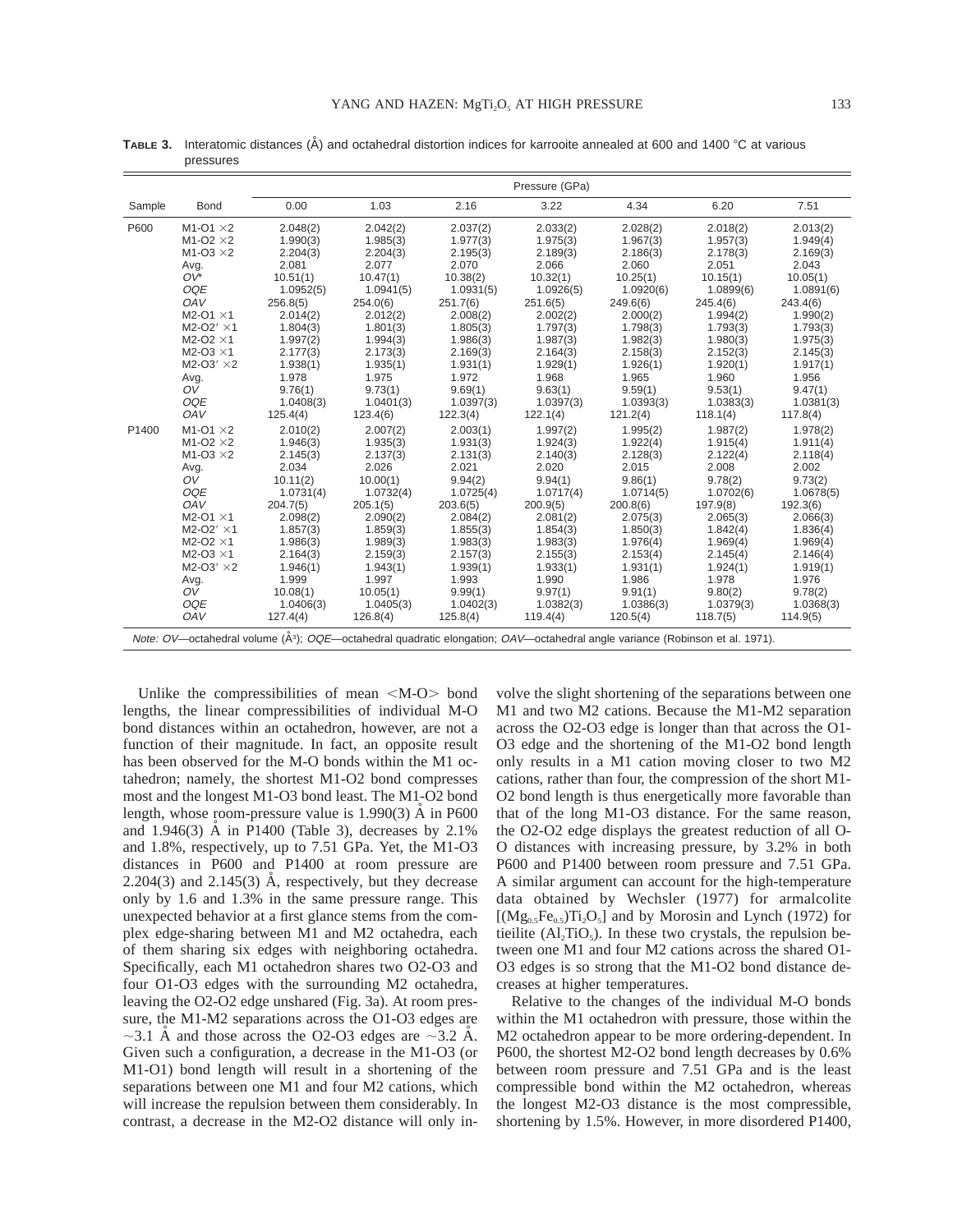**TABLE 3.** Interatomic distances (Å) and octahedral distortion indices for karrooite annealed at 600 and 1400 °C at various pressures

| Sample | Bond | 0.00 | 1.03 | 2.16 | 3.22 | 4.34 | 6.20 | 7.51 |
|---|---|---|---|---|---|---|---|---|
| | | Pressure (GPa) | | | | | | |
| P600 | M1-O1 ×2 | 2.048(2) | 2.042(2) | 2.037(2) | 2.033(2) | 2.028(2) | 2.018(2) | 2.013(2) |
| | M1-O2 ×2 | 1.990(3) | 1.985(3) | 1.977(3) | 1.975(3) | 1.967(3) | 1.957(3) | 1.949(4) |
| | M1-O3 ×2 | 2.204(3) | 2.204(3) | 2.195(3) | 2.189(3) | 2.186(3) | 2.178(3) | 2.169(3) |
| | Avg. | 2.081 | 2.077 | 2.070 | 2.066 | 2.060 | 2.051 | 2.043 |
| | *OV\** | 10.51(1) | 10.47(1) | 10.38(2) | 10.32(1) | 10.25(1) | 10.15(1) | 10.05(1) |
| | *OQE* | 1.0952(5) | 1.0941(5) | 1.0931(5) | 1.0926(5) | 1.0920(6) | 1.0899(6) | 1.0891(6) |
| | *OAV* | 256.8(5) | 254.0(6) | 251.7(6) | 251.6(5) | 249.6(6) | 245.4(6) | 243.4(6) |
| | M2-O1 ×1 | 2.014(2) | 2.012(2) | 2.008(2) | 2.002(2) | 2.000(2) | 1.994(2) | 1.990(2) |
| | M2-O2′ ×1 | 1.804(3) | 1.801(3) | 1.805(3) | 1.797(3) | 1.798(3) | 1.793(3) | 1.793(3) |
| | M2-O2 ×1 | 1.997(2) | 1.994(3) | 1.986(3) | 1.987(3) | 1.982(3) | 1.980(3) | 1.975(3) |
| | M2-O3 ×1 | 2.177(3) | 2.173(3) | 2.169(3) | 2.164(3) | 2.158(3) | 2.152(3) | 2.145(3) |
| | M2-O3′ ×2 | 1.938(1) | 1.935(1) | 1.931(1) | 1.929(1) | 1.926(1) | 1.920(1) | 1.917(1) |
| | Avg. | 1.978 | 1.975 | 1.972 | 1.968 | 1.965 | 1.960 | 1.956 |
| | *OV* | 9.76(1) | 9.73(1) | 9.69(1) | 9.63(1) | 9.59(1) | 9.53(1) | 9.47(1) |
| | *OQE* | 1.0408(3) | 1.0401(3) | 1.0397(3) | 1.0397(3) | 1.0393(3) | 1.0383(3) | 1.0381(3) |
| | *OAV* | 125.4(4) | 123.4(6) | 122.3(4) | 122.1(4) | 121.2(4) | 118.1(4) | 117.8(4) |
| P1400 | M1-O1 ×2 | 2.010(2) | 2.007(2) | 2.003(1) | 1.997(2) | 1.995(2) | 1.987(2) | 1.978(2) |
| | M1-O2 ×2 | 1.946(3) | 1.935(3) | 1.931(3) | 1.924(3) | 1.922(4) | 1.915(4) | 1.911(4) |
| | M1-O3 ×2 | 2.145(3) | 2.137(3) | 2.131(3) | 2.140(3) | 2.128(3) | 2.122(4) | 2.118(4) |
| | Avg. | 2.034 | 2.026 | 2.021 | 2.020 | 2.015 | 2.008 | 2.002 |
| | *OV* | 10.11(2) | 10.00(1) | 9.94(2) | 9.94(1) | 9.86(1) | 9.78(2) | 9.73(2) |
| | *OQE* | 1.0731(4) | 1.0732(4) | 1.0725(4) | 1.0717(4) | 1.0714(5) | 1.0702(6) | 1.0678(5) |
| | *OAV* | 204.7(5) | 205.1(5) | 203.6(5) | 200.9(5) | 200.8(6) | 197.9(8) | 192.3(6) |
| | M2-O1 ×1 | 2.098(2) | 2.090(2) | 2.084(2) | 2.081(2) | 2.075(3) | 2.065(3) | 2.066(3) |
| | M2-O2′ ×1 | 1.857(3) | 1.859(3) | 1.855(3) | 1.854(3) | 1.850(3) | 1.842(4) | 1.836(4) |
| | M2-O2 ×1 | 1.986(3) | 1.989(3) | 1.983(3) | 1.983(3) | 1.976(4) | 1.969(4) | 1.969(4) |
| | M2-O3 ×1 | 2.164(3) | 2.159(3) | 2.157(3) | 2.155(3) | 2.153(4) | 2.145(4) | 2.146(4) |
| | M2-O3′ ×2 | 1.946(1) | 1.943(1) | 1.939(1) | 1.933(1) | 1.931(1) | 1.924(1) | 1.919(1) |
| | Avg. | 1.999 | 1.997 | 1.993 | 1.990 | 1.986 | 1.978 | 1.976 |
| | *OV* | 10.08(1) | 10.05(1) | 9.99(1) | 9.97(1) | 9.91(1) | 9.80(2) | 9.78(2) |
| | *OQE* | 1.0406(3) | 1.0405(3) | 1.0402(3) | 1.0382(3) | 1.0386(3) | 1.0379(3) | 1.0368(3) |
| | *OAV* | 127.4(4) | 126.8(4) | 125.8(4) | 119.4(4) | 120.5(4) | 118.7(5) | 114.9(5) |

*Note: OV*—octahedral volume (Å$^3$); *OQE*—octahedral quadratic elongation; *OAV*—octahedral angle variance (Robinson et al. 1971).

Unlike the compressibilities of mean <M-O> bond lengths, the linear compressibilities of individual M-O bond distances within an octahedron, however, are not a function of their magnitude. In fact, an opposite result has been observed for the M-O bonds within the M1 octahedron; namely, the shortest M1-O2 bond compresses most and the longest M1-O3 bond least. The M1-O2 bond length, whose room-pressure value is 1.990(3) Å in P600 and 1.946(3) Å in P1400 (Table 3), decreases by 2.1% and 1.8%, respectively, up to 7.51 GPa. Yet, the M1-O3 distances in P600 and P1400 at room pressure are 2.204(3) and 2.145(3) Å, respectively, but they decrease only by 1.6 and 1.3% in the same pressure range. This unexpected behavior at a first glance stems from the complex edge-sharing between M1 and M2 octahedra, each of them sharing six edges with neighboring octahedra. Specifically, each M1 octahedron shares two O2-O3 and four O1-O3 edges with the surrounding M2 octahedra, leaving the O2-O2 edge unshared (Fig. 3a). At room pressure, the M1-M2 separations across the O1-O3 edges are ~3.1 Å and those across the O2-O3 edges are ~3.2 Å. Given such a configuration, a decrease in the M1-O3 (or M1-O1) bond length will result in a shortening of the separations between one M1 and four M2 cations, which will increase the repulsion between them considerably. In contrast, a decrease in the M2-O2 distance will only involve the slight shortening of the separations between one M1 and two M2 cations. Because the M1-M2 separation across the O2-O3 edge is longer than that across the O1-O3 edge and the shortening of the M1-O2 bond length only results in a M1 cation moving closer to two M2 cations, rather than four, the compression of the short M1-O2 bond length is thus energetically more favorable than that of the long M1-O3 distance. For the same reason, the O2-O2 edge displays the greatest reduction of all O-O distances with increasing pressure, by 3.2% in both P600 and P1400 between room pressure and 7.51 GPa. A similar argument can account for the high-temperature data obtained by Wechsler (1977) for armalcolite [$(Mg_{0.5}Fe_{0.5})Ti_2O_5$] and by Morosin and Lynch (1972) for tieilite ($Al_2TiO_5$). In these two crystals, the repulsion between one M1 and four M2 cations across the shared O1-O3 edges is so strong that the M1-O2 bond distance decreases at higher temperatures.

Relative to the changes of the individual M-O bonds within the M1 octahedron with pressure, those within the M2 octahedron appear to be more ordering-dependent. In P600, the shortest M2-O2 bond length decreases by 0.6% between room pressure and 7.51 GPa and is the least compressible bond within the M2 octahedron, whereas the longest M2-O3 distance is the most compressible, shortening by 1.5%. However, in more disordered P1400,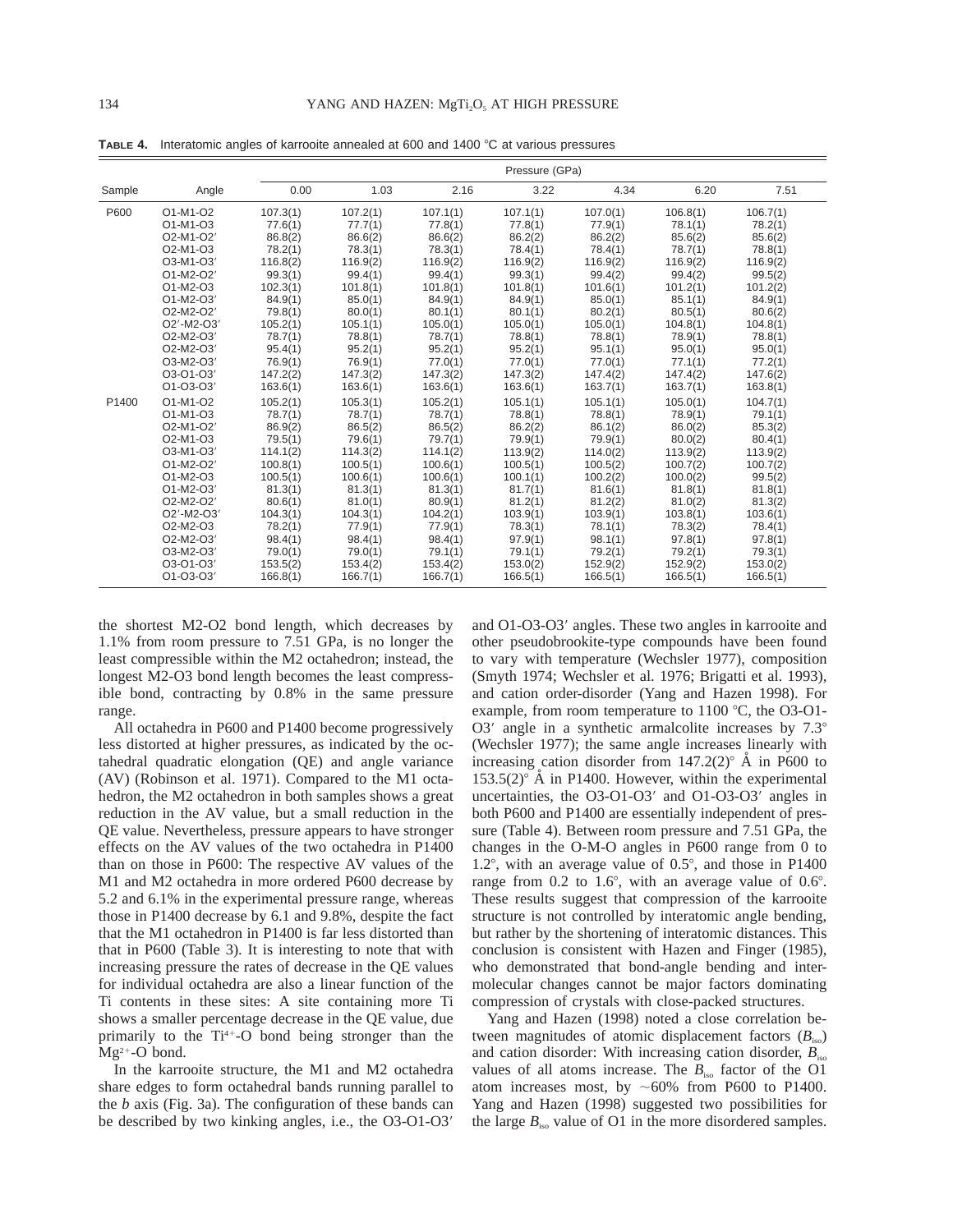**TABLE 4.** Interatomic angles of karrooite annealed at 600 and 1400 °C at various pressures

| Sample | Angle | Pressure (GPa) | | | | | | |
|---|---|---|---|---|---|---|---|---|
| | | 0.00 | 1.03 | 2.16 | 3.22 | 4.34 | 6.20 | 7.51 |
| P600 | O1-M1-O2 | 107.3(1) | 107.2(1) | 107.1(1) | 107.1(1) | 107.0(1) | 106.8(1) | 106.7(1) |
| | O1-M1-O3 | 77.6(1) | 77.7(1) | 77.8(1) | 77.8(1) | 77.9(1) | 78.1(1) | 78.2(1) |
| | O2-M1-O2′ | 86.8(2) | 86.6(2) | 86.6(2) | 86.2(2) | 86.2(2) | 85.6(2) | 85.6(2) |
| | O2-M1-O3 | 78.2(1) | 78.3(1) | 78.3(1) | 78.4(1) | 78.4(1) | 78.7(1) | 78.8(1) |
| | O3-M1-O3′ | 116.8(2) | 116.9(2) | 116.9(2) | 116.9(2) | 116.9(2) | 116.9(2) | 116.9(2) |
| | O1-M2-O2′ | 99.3(1) | 99.4(1) | 99.4(1) | 99.3(1) | 99.4(2) | 99.4(2) | 99.5(2) |
| | O1-M2-O3 | 102.3(1) | 101.8(1) | 101.8(1) | 101.8(1) | 101.6(1) | 101.2(1) | 101.2(2) |
| | O1-M2-O3′ | 84.9(1) | 85.0(1) | 84.9(1) | 84.9(1) | 85.0(1) | 85.1(1) | 84.9(1) |
| | O2-M2-O2′ | 79.8(1) | 80.0(1) | 80.1(1) | 80.1(1) | 80.2(1) | 80.5(1) | 80.6(2) |
| | O2′-M2-O3′ | 105.2(1) | 105.1(1) | 105.0(1) | 105.0(1) | 105.0(1) | 104.8(1) | 104.8(1) |
| | O2-M2-O3′ | 78.7(1) | 78.8(1) | 78.7(1) | 78.8(1) | 78.8(1) | 78.9(1) | 78.8(1) |
| | O2-M2-O3′ | 95.4(1) | 95.2(1) | 95.2(1) | 95.2(1) | 95.1(1) | 95.0(1) | 95.0(1) |
| | O3-M2-O3′ | 76.9(1) | 76.9(1) | 77.0(1) | 77.0(1) | 77.0(1) | 77.1(1) | 77.2(1) |
| | O3-O1-O3′ | 147.2(2) | 147.3(2) | 147.3(2) | 147.3(2) | 147.4(2) | 147.4(2) | 147.6(2) |
| | O1-O3-O3′ | 163.6(1) | 163.6(1) | 163.6(1) | 163.6(1) | 163.7(1) | 163.7(1) | 163.8(1) |
| P1400 | O1-M1-O2 | 105.2(1) | 105.3(1) | 105.2(1) | 105.1(1) | 105.1(1) | 105.0(1) | 104.7(1) |
| | O1-M1-O3 | 78.7(1) | 78.7(1) | 78.7(1) | 78.8(1) | 78.8(1) | 78.9(1) | 79.1(1) |
| | O2-M1-O2′ | 86.9(2) | 86.5(2) | 86.5(2) | 86.2(2) | 86.1(2) | 86.0(2) | 85.3(2) |
| | O2-M1-O3 | 79.5(1) | 79.6(1) | 79.7(1) | 79.9(1) | 79.9(1) | 80.0(2) | 80.4(1) |
| | O3-M1-O3′ | 114.1(2) | 114.3(2) | 114.1(2) | 113.9(2) | 114.0(2) | 113.9(2) | 113.9(2) |
| | O1-M2-O2′ | 100.8(1) | 100.5(1) | 100.6(1) | 100.5(1) | 100.5(2) | 100.7(2) | 100.7(2) |
| | O1-M2-O3 | 100.5(1) | 100.6(1) | 100.6(1) | 100.1(1) | 100.2(2) | 100.0(2) | 99.5(2) |
| | O1-M2-O3′ | 81.3(1) | 81.3(1) | 81.3(1) | 81.7(1) | 81.6(1) | 81.8(1) | 81.8(1) |
| | O2-M2-O2′ | 80.6(1) | 81.0(1) | 80.9(1) | 81.2(1) | 81.2(1) | 81.0(2) | 81.3(2) |
| | O2′-M2-O3′ | 104.3(1) | 104.3(1) | 104.2(1) | 103.9(1) | 103.9(1) | 103.8(1) | 103.6(1) |
| | O2-M2-O3 | 78.2(1) | 77.9(1) | 77.9(1) | 78.3(1) | 78.1(1) | 78.3(2) | 78.4(1) |
| | O2-M2-O3′ | 98.4(1) | 98.4(1) | 98.4(1) | 97.9(1) | 98.1(1) | 97.8(1) | 97.8(1) |
| | O3-M2-O3′ | 79.0(1) | 79.0(1) | 79.1(1) | 79.1(1) | 79.2(1) | 79.2(1) | 79.3(1) |
| | O3-O1-O3′ | 153.5(2) | 153.4(2) | 153.4(2) | 153.0(2) | 152.9(2) | 152.9(2) | 153.0(2) |
| | O1-O3-O3′ | 166.8(1) | 166.7(1) | 166.7(1) | 166.5(1) | 166.5(1) | 166.5(1) | 166.5(1) |

the shortest M2-O2 bond length, which decreases by 1.1% from room pressure to 7.51 GPa, is no longer the least compressible within the M2 octahedron; instead, the longest M2-O3 bond length becomes the least compressible bond, contracting by 0.8% in the same pressure range.

All octahedra in P600 and P1400 become progressively less distorted at higher pressures, as indicated by the octahedral quadratic elongation (QE) and angle variance (AV) (Robinson et al. 1971). Compared to the M1 octahedron, the M2 octahedron in both samples shows a great reduction in the AV value, but a small reduction in the QE value. Nevertheless, pressure appears to have stronger effects on the AV values of the two octahedra in P1400 than on those in P600: The respective AV values of the M1 and M2 octahedra in more ordered P600 decrease by 5.2 and 6.1% in the experimental pressure range, whereas those in P1400 decrease by 6.1 and 9.8%, despite the fact that the M1 octahedron in P1400 is far less distorted than that in P600 (Table 3). It is interesting to note that with increasing pressure the rates of decrease in the QE values for individual octahedra are also a linear function of the Ti contents in these sites: A site containing more Ti shows a smaller percentage decrease in the QE value, due primarily to the $Ti^{4+}$-O bond being stronger than the $Mg^{2+}$-O bond.

In the karrooite structure, the M1 and M2 octahedra share edges to form octahedral bands running parallel to the *b* axis (Fig. 3a). The configuration of these bands can be described by two kinking angles, i.e., the O3-O1-O3′ and O1-O3-O3′ angles. These two angles in karrooite and other pseudobrookite-type compounds have been found to vary with temperature (Wechsler 1977), composition (Smyth 1974; Wechsler et al. 1976; Brigatti et al. 1993), and cation order-disorder (Yang and Hazen 1998). For example, from room temperature to 1100 °C, the O3-O1-O3′ angle in a synthetic armalcolite increases by 7.3° (Wechsler 1977); the same angle increases linearly with increasing cation disorder from 147.2(2)° Å in P600 to 153.5(2)° Å in P1400. However, within the experimental uncertainties, the O3-O1-O3′ and O1-O3-O3′ angles in both P600 and P1400 are essentially independent of pressure (Table 4). Between room pressure and 7.51 GPa, the changes in the O-M-O angles in P600 range from 0 to 1.2°, with an average value of 0.5°, and those in P1400 range from 0.2 to 1.6°, with an average value of 0.6°. These results suggest that compression of the karrooite structure is not controlled by interatomic angle bending, but rather by the shortening of interatomic distances. This conclusion is consistent with Hazen and Finger (1985), who demonstrated that bond-angle bending and intermolecular changes cannot be major factors dominating compression of crystals with close-packed structures.

Yang and Hazen (1998) noted a close correlation between magnitudes of atomic displacement factors ($B_{iso}$) and cation disorder: With increasing cation disorder, $B_{iso}$ values of all atoms increase. The $B_{iso}$ factor of the O1 atom increases most, by ~60% from P600 to P1400. Yang and Hazen (1998) suggested two possibilities for the large $B_{iso}$ value of O1 in the more disordered samples.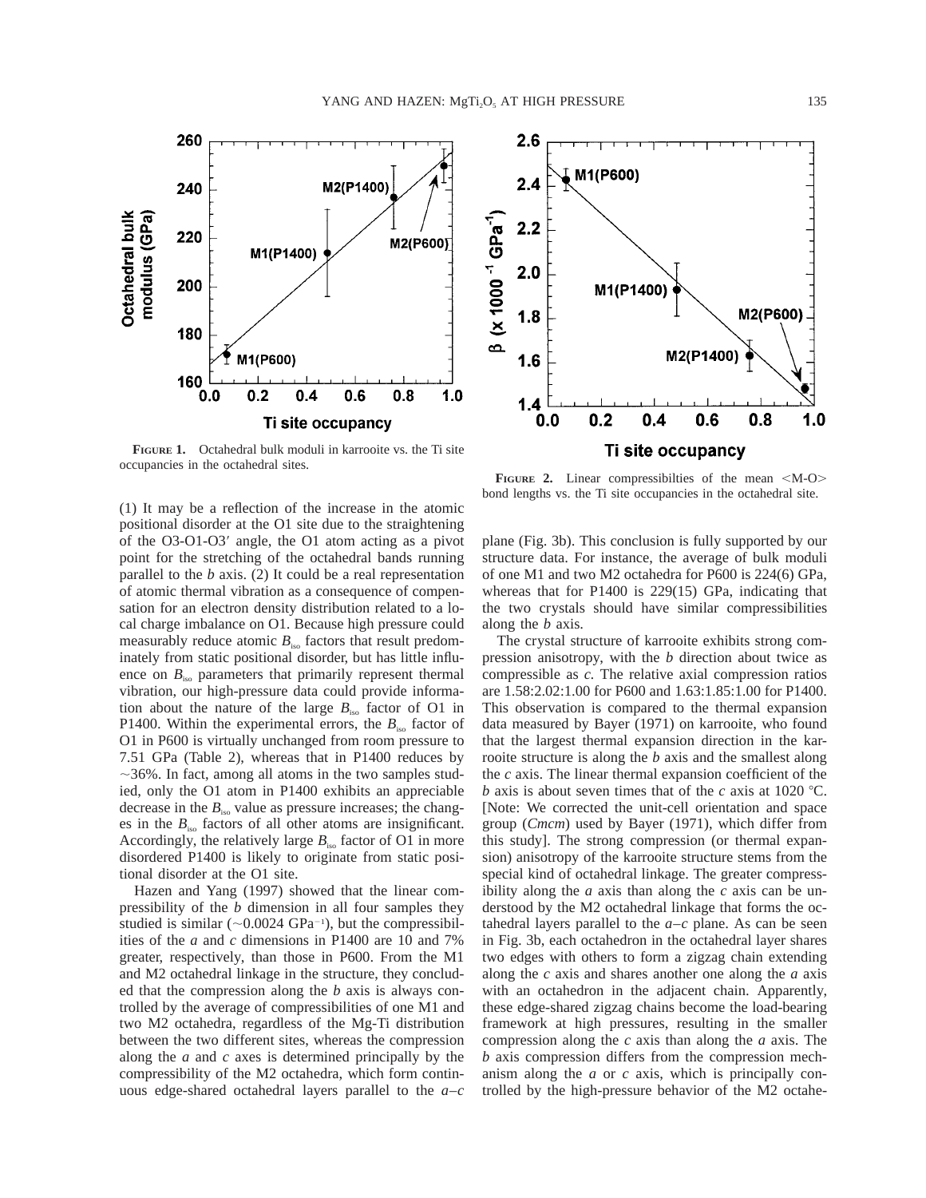**FIGURE 1.** Octahedral bulk moduli in karrooite vs. the Ti site occupancies in the octahedral sites.

**FIGURE 2.** Linear compressibilties of the mean <M-O> bond lengths vs. the Ti site occupancies in the octahedral site.

(1) It may be a reflection of the increase in the atomic positional disorder at the O1 site due to the straightening of the O3-O1-O3′ angle, the O1 atom acting as a pivot point for the stretching of the octahedral bands running parallel to the *b* axis. (2) It could be a real representation of atomic thermal vibration as a consequence of compensation for an electron density distribution related to a local charge imbalance on O1. Because high pressure could measurably reduce atomic $B_{iso}$ factors that result predominately from static positional disorder, but has little influence on $B_{iso}$ parameters that primarily represent thermal vibration, our high-pressure data could provide information about the nature of the large $B_{iso}$ factor of O1 in P1400. Within the experimental errors, the $B_{iso}$ factor of O1 in P600 is virtually unchanged from room pressure to 7.51 GPa (Table 2), whereas that in P1400 reduces by ~36%. In fact, among all atoms in the two samples studied, only the O1 atom in P1400 exhibits an appreciable decrease in the $B_{iso}$ value as pressure increases; the changes in the $B_{iso}$ factors of all other atoms are insignificant. Accordingly, the relatively large $B_{iso}$ factor of O1 in more disordered P1400 is likely to originate from static positional disorder at the O1 site.

Hazen and Yang (1997) showed that the linear compressibility of the *b* dimension in all four samples they studied is similar (~0.0024 $GPa^{-1}$), but the compressibilities of the *a* and *c* dimensions in P1400 are 10 and 7% greater, respectively, than those in P600. From the M1 and M2 octahedral linkage in the structure, they concluded that the compression along the *b* axis is always controlled by the average of compressibilities of one M1 and two M2 octahedra, regardless of the Mg-Ti distribution between the two different sites, whereas the compression along the *a* and *c* axes is determined principally by the compressibility of the M2 octahedra, which form continuous edge-shared octahedral layers parallel to the *a*–*c* plane (Fig. 3b). This conclusion is fully supported by our structure data. For instance, the average of bulk moduli of one M1 and two M2 octahedra for P600 is 224(6) GPa, whereas that for P1400 is 229(15) GPa, indicating that the two crystals should have similar compressibilities along the *b* axis.

The crystal structure of karrooite exhibits strong compression anisotropy, with the *b* direction about twice as compressible as *c*. The relative axial compression ratios are 1.58:2.02:1.00 for P600 and 1.63:1.85:1.00 for P1400. This observation is compared to the thermal expansion data measured by Bayer (1971) on karrooite, who found that the largest thermal expansion direction in the karrooite structure is along the *b* axis and the smallest along the *c* axis. The linear thermal expansion coefficient of the *b* axis is about seven times that of the *c* axis at 1020 °C. [Note: We corrected the unit-cell orientation and space group (*Cmcm*) used by Bayer (1971), which differ from this study]. The strong compression (or thermal expansion) anisotropy of the karrooite structure stems from the special kind of octahedral linkage. The greater compressibility along the *a* axis than along the *c* axis can be understood by the M2 octahedral linkage that forms the octahedral layers parallel to the *a*–*c* plane. As can be seen in Fig. 3b, each octahedron in the octahedral layer shares two edges with others to form a zigzag chain extending along the *c* axis and shares another one along the *a* axis with an octahedron in the adjacent chain. Apparently, these edge-shared zigzag chains become the load-bearing framework at high pressures, resulting in the smaller compression along the *c* axis than along the *a* axis. The *b* axis compression differs from the compression mechanism along the *a* or *c* axis, which is principally controlled by the high-pressure behavior of the M2 octahe-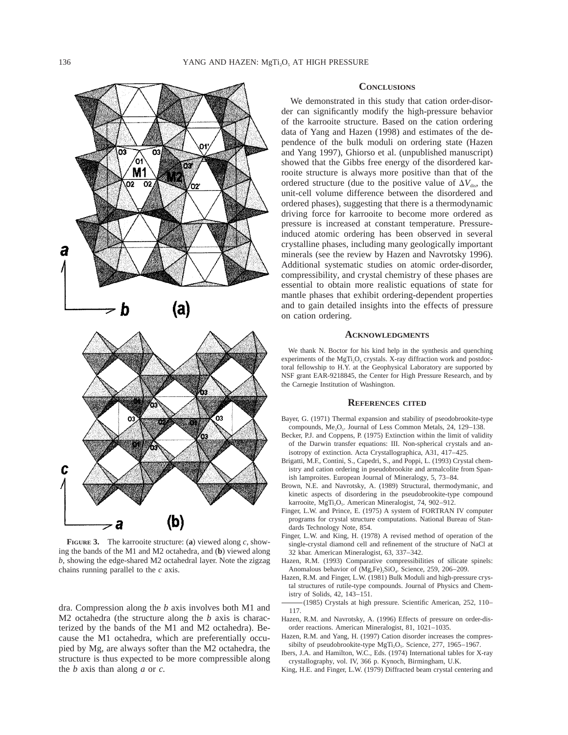**Figure 3.** The karrooite structure: (**a**) viewed along *c*, showing the bands of the M1 and M2 octahedra, and (**b**) viewed along *b*, showing the edge-shared M2 octahedral layer. Note the zigzag chains running parallel to the *c* axis.

dra. Compression along the *b* axis involves both M1 and M2 octahedra (the structure along the *b* axis is characterized by the bands of the M1 and M2 octahedra). Because the M1 octahedra, which are preferentially occupied by Mg, are always softer than the M2 octahedra, the structure is thus expected to be more compressible along the *b* axis than along *a* or *c*.

## Conclusions

We demonstrated in this study that cation order-disorder can significantly modify the high-pressure behavior of the karrooite structure. Based on the cation ordering data of Yang and Hazen (1998) and estimates of the dependence of the bulk moduli on ordering state (Hazen and Yang 1997), Ghiorso et al. (unpublished manuscript) showed that the Gibbs free energy of the disordered karrooite structure is always more positive than that of the ordered structure (due to the positive value of $\Delta V_{dis}$, the unit-cell volume difference between the disordered and ordered phases), suggesting that there is a thermodynamic driving force for karrooite to become more ordered as pressure is increased at constant temperature. Pressure-induced atomic ordering has been observed in several crystalline phases, including many geologically important minerals (see the review by Hazen and Navrotsky 1996). Additional systematic studies on atomic order-disorder, compressibility, and crystal chemistry of these phases are essential to obtain more realistic equations of state for mantle phases that exhibit ordering-dependent properties and to gain detailed insights into the effects of pressure on cation ordering.

## Acknowledgments

We thank N. Boctor for his kind help in the synthesis and quenching experiments of the $MgTi_2O_5$ crystals. X-ray diffraction work and postdoctoral fellowship to H.Y. at the Geophysical Laboratory are supported by NSF grant EAR-9218845, the Center for High Pressure Research, and by the Carnegie Institution of Washington.

## References cited

Bayer, G. (1971) Thermal expansion and stability of pseodobrookite-type compounds, $Me_3O_5$. Journal of Less Common Metals, 24, 129–138.

Becker, P.J. and Coppens, P. (1975) Extinction within the limit of validity of the Darwin transfer equations: III. Non-spherical crystals and anisotropy of extinction. Acta Crystallographica, A31, 417–425.

Brigatti, M.F., Contini, S., Capedri, S., and Poppi, L. (1993) Crystal chemistry and cation ordering in pseudobrookite and armalcolite from Spanish lamproites. European Journal of Mineralogy, 5, 73–84.

Brown, N.E. and Navrotsky, A. (1989) Structural, thermodymanic, and kinetic aspects of disordering in the pseudobrookite-type compound karrooite, $MgTi_2O_5$. American Mineralogist, 74, 902–912.

Finger, L.W. and Prince, E. (1975) A system of FORTRAN IV computer programs for crystal structure computations. National Bureau of Standards Technology Note, 854.

Finger, L.W. and King, H. (1978) A revised method of operation of the single-crystal diamond cell and refinement of the structure of NaCl at 32 kbar. American Mineralogist, 63, 337–342.

Hazen, R.M. (1993) Comparative compressibilities of silicate spinels: Anomalous behavior of $(Mg,Fe)_2SiO_4$. Science, 259, 206–209.

Hazen, R.M. and Finger, L.W. (1981) Bulk Moduli and high-pressure crystal structures of rutile-type compounds. Journal of Physics and Chemistry of Solids, 42, 143–151.

——— (1985) Crystals at high pressure. Scientific American, 252, 110–117.

Hazen, R.M. and Navrotsky, A. (1996) Effects of pressure on order-disorder reactions. American Mineralogist, 81, 1021–1035.

Hazen, R.M. and Yang, H. (1997) Cation disorder increases the compressibilty of pseudobrookite-type $MgTi_2O_5$. Science, 277, 1965–1967.

Ibers, J.A. and Hamilton, W.C., Eds. (1974) International tables for X-ray crystallography, vol. IV, 366 p. Kynoch, Birmingham, U.K.

King, H.E. and Finger, L.W. (1979) Diffracted beam crystal centering and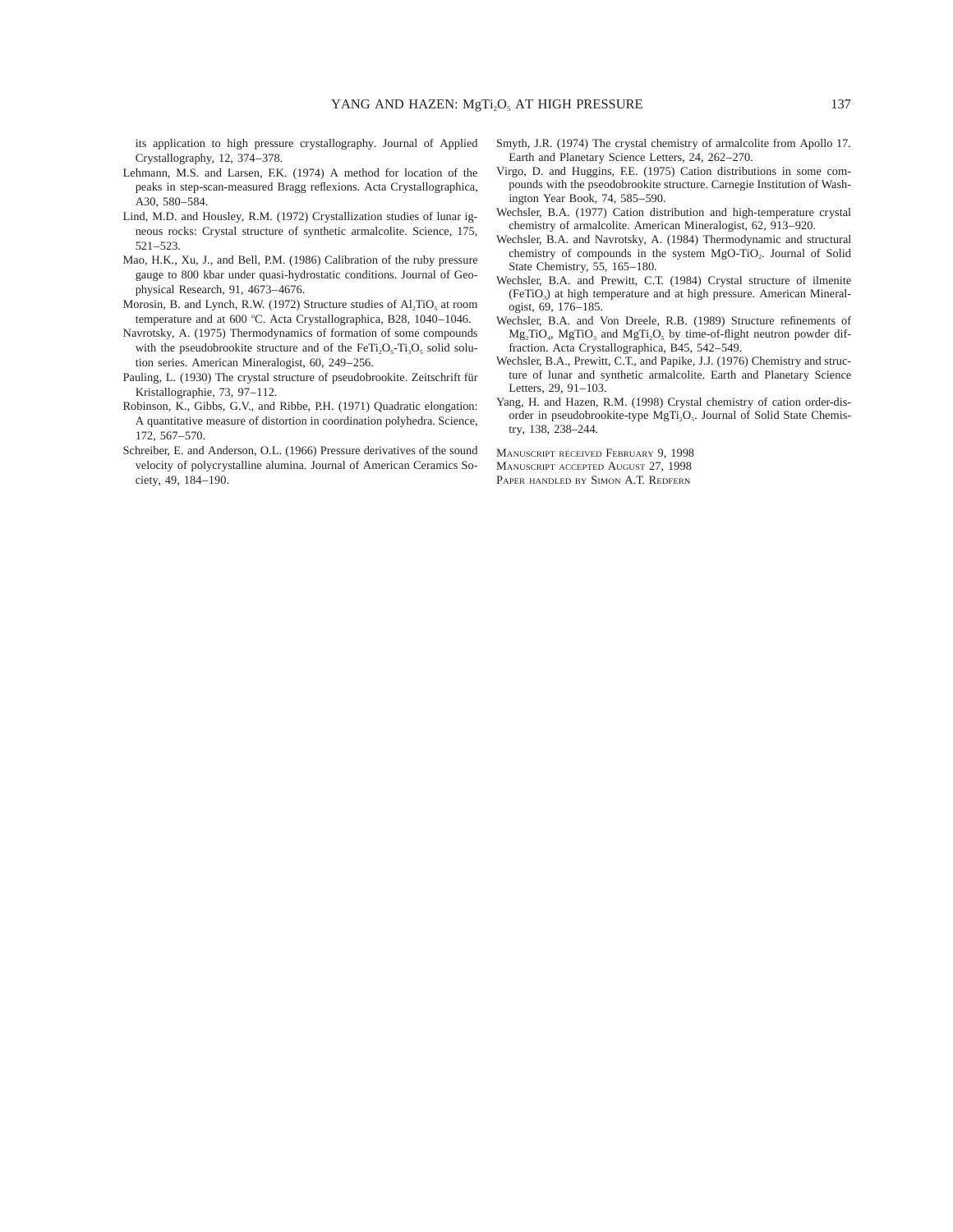its application to high pressure crystallography. Journal of Applied Crystallography, 12, 374–378.

Lehmann, M.S. and Larsen, F.K. (1974) A method for location of the peaks in step-scan-measured Bragg reflexions. Acta Crystallographica, A30, 580–584.

Lind, M.D. and Housley, R.M. (1972) Crystallization studies of lunar igneous rocks: Crystal structure of synthetic armalcolite. Science, 175, 521–523.

Mao, H.K., Xu, J., and Bell, P.M. (1986) Calibration of the ruby pressure gauge to 800 kbar under quasi-hydrostatic conditions. Journal of Geophysical Research, 91, 4673–4676.

Morosin, B. and Lynch, R.W. (1972) Structure studies of $Al_2TiO_5$ at room temperature and at 600 °C. Acta Crystallographica, B28, 1040–1046.

Navrotsky, A. (1975) Thermodynamics of formation of some compounds with the pseudobrookite structure and of the $FeTi_2O_5$-$Ti_3O_5$ solid solution series. American Mineralogist, 60, 249–256.

Pauling, L. (1930) The crystal structure of pseudobrookite. Zeitschrift für Kristallographie, 73, 97–112.

Robinson, K., Gibbs, G.V., and Ribbe, P.H. (1971) Quadratic elongation: A quantitative measure of distortion in coordination polyhedra. Science, 172, 567–570.

Schreiber, E. and Anderson, O.L. (1966) Pressure derivatives of the sound velocity of polycrystalline alumina. Journal of American Ceramics Society, 49, 184–190.

Smyth, J.R. (1974) The crystal chemistry of armalcolite from Apollo 17. Earth and Planetary Science Letters, 24, 262–270.

Virgo, D. and Huggins, F.E. (1975) Cation distributions in some compounds with the pseodobrookite structure. Carnegie Institution of Washington Year Book, 74, 585–590.

Wechsler, B.A. (1977) Cation distribution and high-temperature crystal chemistry of armalcolite. American Mineralogist, 62, 913–920.

Wechsler, B.A. and Navrotsky, A. (1984) Thermodynamic and structural chemistry of compounds in the system MgO-$TiO_2$. Journal of Solid State Chemistry, 55, 165–180.

Wechsler, B.A. and Prewitt, C.T. (1984) Crystal structure of ilmenite ($FeTiO_3$) at high temperature and at high pressure. American Mineralogist, 69, 176–185.

Wechsler, B.A. and Von Dreele, R.B. (1989) Structure refinements of $Mg_2TiO_4$, $MgTiO_3$ and $MgTi_2O_5$ by time-of-flight neutron powder diffraction. Acta Crystallographica, B45, 542–549.

Wechsler, B.A., Prewitt, C.T., and Papike, J.J. (1976) Chemistry and structure of lunar and synthetic armalcolite. Earth and Planetary Science Letters, 29, 91–103.

Yang, H. and Hazen, R.M. (1998) Crystal chemistry of cation order-disorder in pseudobrookite-type $MgTi_2O_5$. Journal of Solid State Chemistry, 138, 238–244.

Manuscript received February 9, 1998
Manuscript accepted August 27, 1998
Paper handled by Simon A.T. Redfern